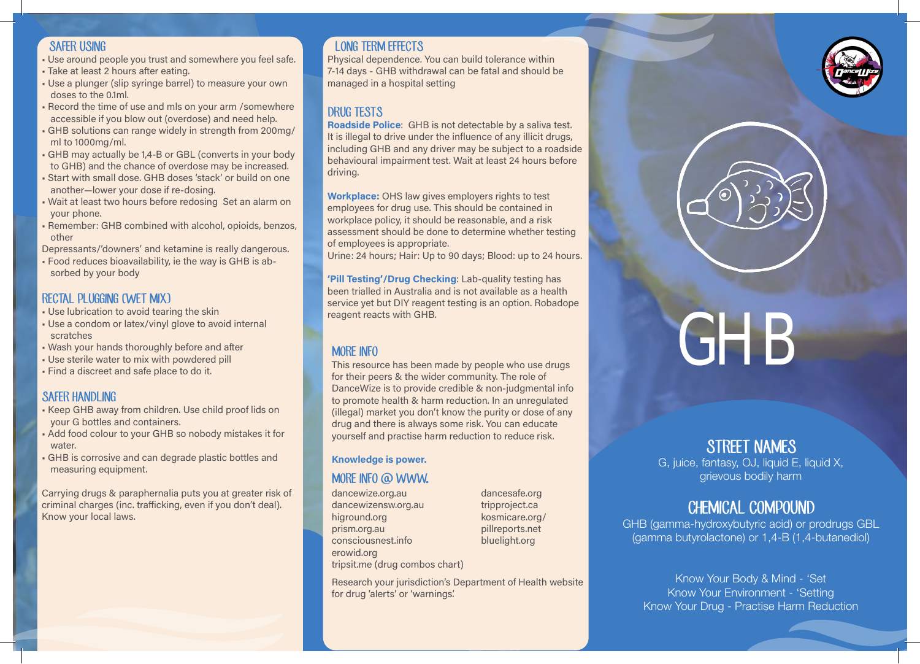## SAFER USING

- Use around people you trust and somewhere you feel safe.
- Take at least 2 hours after eating.
- Use a plunger (slip syringe barrel) to measure your own doses to the 0.1ml.
- Record the time of use and mls on your arm /somewhere accessible if you blow out (overdose) and need help.
- GHB solutions can range widely in strength from 200mg/ml to 1000mg/ml.
- GHB may actually be 1,4-B or GBL (converts in your body to GHB) and the chance of overdose may be increased.
- Start with small dose. GHB doses 'stack' or build on one another—lower your dose if re-dosing.
- Wait at least two hours before redosing Set an alarm on your phone.
- Remember: GHB combined with alcohol, opioids, benzos, other

Depressants/'downers' and ketamine is really dangerous.

- Food reduces bioavailability, ie the way is GHB is absorbed by your body

## RECTAL PLUGGING (WET MIX)

- Use lubrication to avoid tearing the skin
- Use a condom or latex/vinyl glove to avoid internal scratches
- Wash your hands thoroughly before and after
- Use sterile water to mix with powdered pill
- Find a discreet and safe place to do it.

## SAFER HANDLING

- Keep GHB away from children. Use child proof lids on your G bottles and containers.
- Add food colour to your GHB so nobody mistakes it for water.
- GHB is corrosive and can degrade plastic bottles and measuring equipment.

Carrying drugs & paraphernalia puts you at greater risk of criminal charges (inc. trafficking, even if you don't deal). Know your local laws.

## LONG TERM EFFECTS

Physical dependence. You can build tolerance within 7-14 days - GHB withdrawal can be fatal and should be managed in a hospital setting

## DRUG TESTS

**Roadside Police**: GHB is not detectable by a saliva test. It is illegal to drive under the influence of any illicit drugs, including GHB and any driver may be subject to a roadside behavioural impairment test. Wait at least 24 hours before driving.

**Workplace:** OHS law gives employers rights to test employees for drug use. This should be contained in workplace policy, it should be reasonable, and a risk assessment should be done to determine whether testing of employees is appropriate.
Urine: 24 hours; Hair: Up to 90 days; Blood: up to 24 hours.

**'Pill Testing'/Drug Checking**: Lab-quality testing has been trialled in Australia and is not available as a health service yet but DIY reagent testing is an option. Robadope reagent reacts with GHB.

## MORE INFO

This resource has been made by people who use drugs for their peers & the wider community. The role of DanceWize is to provide credible & non-judgmental info to promote health & harm reduction. In an unregulated (illegal) market you don't know the purity or dose of any drug and there is always some risk. You can educate yourself and practise harm reduction to reduce risk.

**Knowledge is power.**

## MORE INFO @ WWW.

dancewize.org.au
dancewizensw.org.au
higround.org
prism.org.au
consciousnest.info
erowid.org
tripsit.me (drug combos chart)
dancesafe.org
tripproject.ca
kosmicare.org/
pillreports.net
bluelight.org

Research your jurisdiction's Department of Health website for drug 'alerts' or 'warnings'.

# GHB

## STREET NAMES

G, juice, fantasy, OJ, liquid E, liquid X, grievous bodily harm

## CHEMICAL COMPOUND

GHB (gamma-hydroxybutyric acid) or prodrugs GBL (gamma butyrolactone) or 1,4-B (1,4-butanediol)

Know Your Body & Mind - 'Set
Know Your Environment - 'Setting
Know Your Drug - Practise Harm Reduction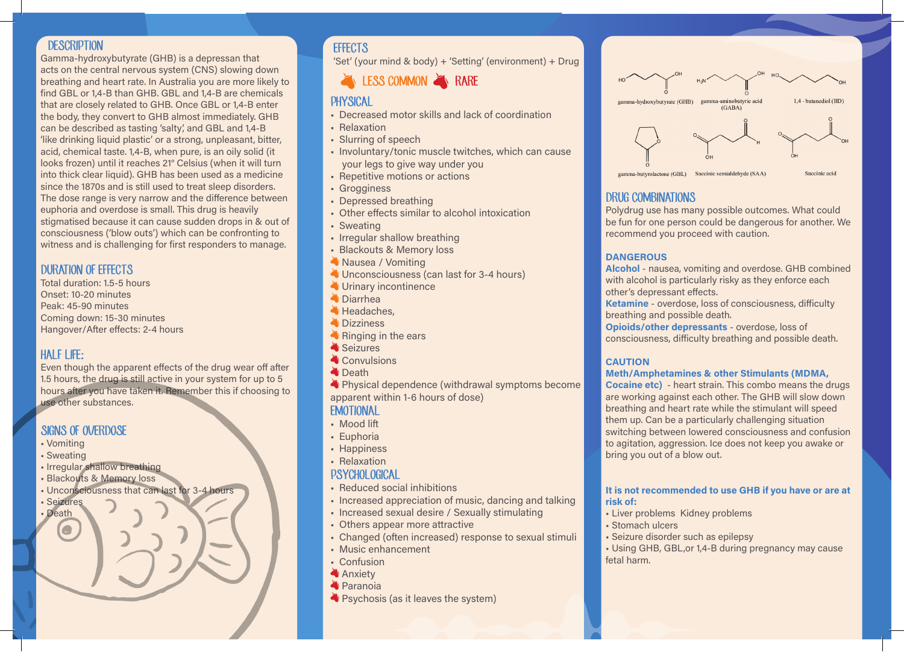## DESCRIPTION

Gamma-hydroxybutyrate (GHB) is a depressan that acts on the central nervous system (CNS) slowing down breathing and heart rate. In Australia you are more likely to find GBL or 1,4-B than GHB. GBL and 1,4-B are chemicals that are closely related to GHB. Once GBL or 1,4-B enter the body, they convert to GHB almost immediately. GHB can be described as tasting 'salty', and GBL and 1,4-B 'like drinking liquid plastic' or a strong, unpleasant, bitter, acid, chemical taste. 1,4-B, when pure, is an oily solid (it looks frozen) until it reaches 21° Celsius (when it will turn into thick clear liquid). GHB has been used as a medicine since the 1870s and is still used to treat sleep disorders. The dose range is very narrow and the difference between euphoria and overdose is small. This drug is heavily stigmatised because it can cause sudden drops in & out of consciousness ('blow outs') which can be confronting to witness and is challenging for first responders to manage.

## DURATION OF EFFECTS

Total duration: 1.5-5 hours
Onset: 10-20 minutes
Peak: 45-90 minutes
Coming down: 15-30 minutes
Hangover/After effects: 2-4 hours

## HALF LIFE:

Even though the apparent effects of the drug wear off after 1.5 hours, the drug is still active in your system for up to 5 hours after you have taken it. Remember this if choosing to use other substances.

## SIGNS OF OVERDOSE

- Vomiting
- Sweating
- Irregular shallow breathing
- Blackouts & Memory loss
- Unconsciousness that can last for 3-4 hours
- Seizures
- Death

## EFFECTS

'Set' (your mind & body) + 'Setting' (environment) + Drug

LESS COMMON | RARE

### PHYSICAL

- Decreased motor skills and lack of coordination
- Relaxation
- Slurring of speech
- Involuntary/tonic muscle twitches, which can cause your legs to give way under you
- Repetitive motions or actions
- Grogginess
- Depressed breathing
- Other effects similar to alcohol intoxication
- Sweating
- Irregular shallow breathing
- Blackouts & Memory loss
- Nausea / Vomiting (less common)
- Unconsciousness (can last for 3-4 hours) (less common)
- Urinary incontinence (less common)
- Diarrhea (less common)
- Headaches, (less common)
- Dizziness (less common)
- Ringing in the ears (less common)
- Seizures (rare)
- Convulsions (rare)
- Death (rare)
- Physical dependence (withdrawal symptoms become apparent within 1-6 hours of dose) (rare)

### EMOTIONAL

- Mood lift
- Euphoria
- Happiness
- Relaxation

### PSYCHOLOGICAL

- Reduced social inhibitions
- Increased appreciation of music, dancing and talking
- Increased sexual desire / Sexually stimulating
- Others appear more attractive
- Changed (often increased) response to sexual stimuli
- Music enhancement
- Confusion
- Anxiety (rare)
- Paranoia (rare)
- Psychosis (as it leaves the system) (rare)

gamma-hydroxybutyrate (GHB)
gamma-aminobutyric acid (GABA)
1,4 - butanediol (BD)
gamma-butyrolactone (GBL)
Succinic semialdehyde (SAA)
Succinic acid

## DRUG COMBINATIONS

Polydrug use has many possible outcomes. What could be fun for one person could be dangerous for another. We recommend you proceed with caution.

### DANGEROUS

**Alcohol** - nausea, vomiting and overdose. GHB combined with alcohol is particularly risky as they enforce each other's depressant effects.

**Ketamine** - overdose, loss of consciousness, difficulty breathing and possible death.

**Opioids/other depressants** - overdose, loss of consciousness, difficulty breathing and possible death.

### CAUTION

**Meth/Amphetamines & other Stimulants (MDMA, Cocaine etc)** - heart strain. This combo means the drugs are working against each other. The GHB will slow down breathing and heart rate while the stimulant will speed them up. Can be a particularly challenging situation switching between lowered consciousness and confusion to agitation, aggression. Ice does not keep you awake or bring you out of a blow out.

**It is not recommended to use GHB if you have or are at risk of:**

- Liver problems Kidney problems
- Stomach ulcers
- Seizure disorder such as epilepsy
- Using GHB, GBL,or 1,4-B during pregnancy may cause fetal harm.